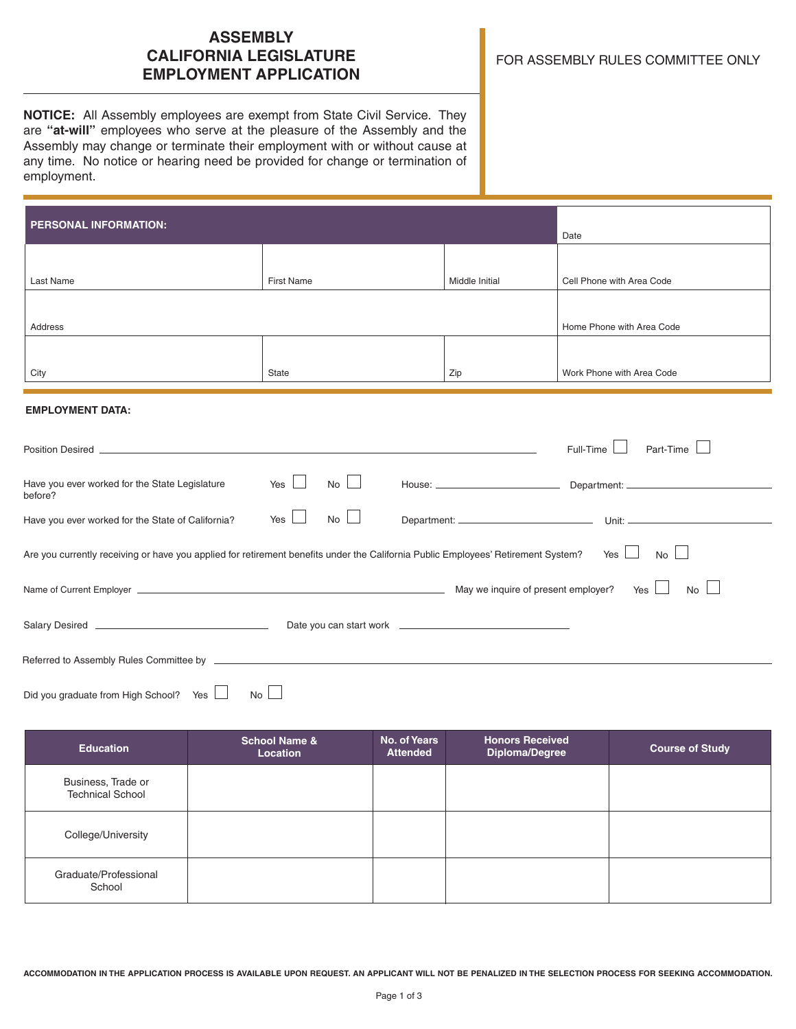# ASSEMBLY
# CALIFORNIA LEGISLATURE
# EMPLOYMENT APPLICATION

FOR ASSEMBLY RULES COMMITTEE ONLY

**NOTICE:** All Assembly employees are exempt from State Civil Service. They are **"at-will"** employees who serve at the pleasure of the Assembly and the Assembly may change or terminate their employment with or without cause at any time. No notice or hearing need be provided for change or termination of employment.

| **PERSONAL INFORMATION:** | | | Date |
|---|---|---|---|
| Last Name | First Name | Middle Initial | Cell Phone with Area Code |
| Address | | | Home Phone with Area Code |
| City | State | Zip | Work Phone with Area Code |

**EMPLOYMENT DATA:**

Position Desired ______________________________ Full-Time ☐ Part-Time ☐

Have you ever worked for the State Legislature before? Yes ☐ No ☐ House: ______________ Department: ______________

Have you ever worked for the State of California? Yes ☐ No ☐ Department: ______________ Unit: ______________

Are you currently receiving or have you applied for retirement benefits under the California Public Employees' Retirement System? Yes ☐ No ☐

Name of Current Employer ______________________________ May we inquire of present employer? Yes ☐ No ☐

Salary Desired ______________ Date you can start work ______________

Referred to Assembly Rules Committee by ______________________________

Did you graduate from High School? Yes ☐ No ☐

| Education | School Name & Location | No. of Years Attended | Honors Received Diploma/Degree | Course of Study |
|---|---|---|---|---|
| Business, Trade or Technical School | | | | |
| College/University | | | | |
| Graduate/Professional School | | | | |

ACCOMMODATION IN THE APPLICATION PROCESS IS AVAILABLE UPON REQUEST. AN APPLICANT WILL NOT BE PENALIZED IN THE SELECTION PROCESS FOR SEEKING ACCOMMODATION.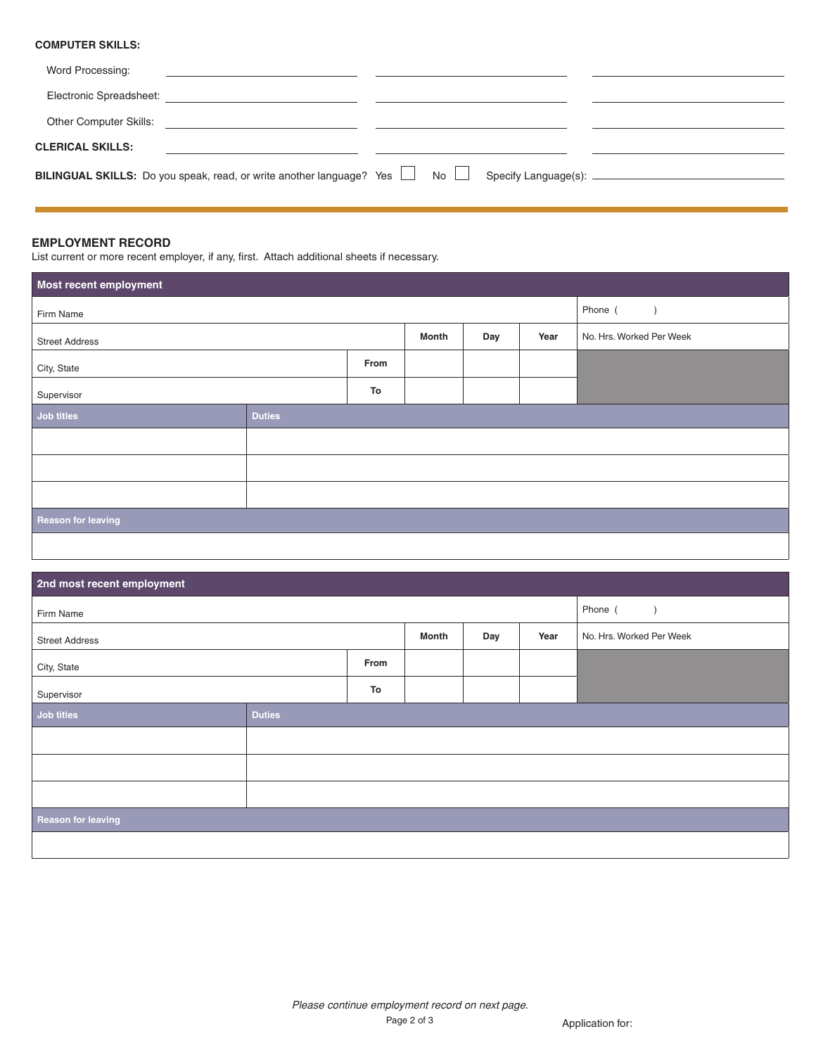**COMPUTER SKILLS:**

Word Processing: \_\_\_\_\_\_\_\_\_\_\_\_\_\_\_\_\_\_\_\_ \_\_\_\_\_\_\_\_\_\_\_\_\_\_\_\_\_\_\_\_ \_\_\_\_\_\_\_\_\_\_\_\_\_\_\_\_\_\_\_\_

Electronic Spreadsheet: \_\_\_\_\_\_\_\_\_\_\_\_\_\_\_\_\_\_\_\_ \_\_\_\_\_\_\_\_\_\_\_\_\_\_\_\_\_\_\_\_ \_\_\_\_\_\_\_\_\_\_\_\_\_\_\_\_\_\_\_\_

Other Computer Skills: \_\_\_\_\_\_\_\_\_\_\_\_\_\_\_\_\_\_\_\_ \_\_\_\_\_\_\_\_\_\_\_\_\_\_\_\_\_\_\_\_ \_\_\_\_\_\_\_\_\_\_\_\_\_\_\_\_\_\_\_\_

**CLERICAL SKILLS:** \_\_\_\_\_\_\_\_\_\_\_\_\_\_\_\_\_\_\_\_ \_\_\_\_\_\_\_\_\_\_\_\_\_\_\_\_\_\_\_\_ \_\_\_\_\_\_\_\_\_\_\_\_\_\_\_\_\_\_\_\_

**BILINGUAL SKILLS:** Do you speak, read, or write another language? Yes ☐ No ☐ Specify Language(s): \_\_\_\_\_\_\_\_\_\_\_\_\_\_\_\_\_\_\_\_

---

## EMPLOYMENT RECORD

List current or more recent employer, if any, first. Attach additional sheets if necessary.

| Most recent employment | | | | | | |
|---|---|---|---|---|---|---|
| Firm Name | | | | | | Phone ( ) |
| Street Address | | | Month | Day | Year | No. Hrs. Worked Per Week |
| City, State | | From | | | | |
| Supervisor | | To | | | | |
| **Job titles** | **Duties** | | | | | |
| | | | | | | |
| | | | | | | |
| | | | | | | |
| **Reason for leaving** | | | | | | |
| | | | | | | |

| 2nd most recent employment | | | | | | |
|---|---|---|---|---|---|---|
| Firm Name | | | | | | Phone ( ) |
| Street Address | | | Month | Day | Year | No. Hrs. Worked Per Week |
| City, State | | From | | | | |
| Supervisor | | To | | | | |
| **Job titles** | **Duties** | | | | | |
| | | | | | | |
| | | | | | | |
| | | | | | | |
| **Reason for leaving** | | | | | | |
| | | | | | | |

*Please continue employment record on next page.*

Application for: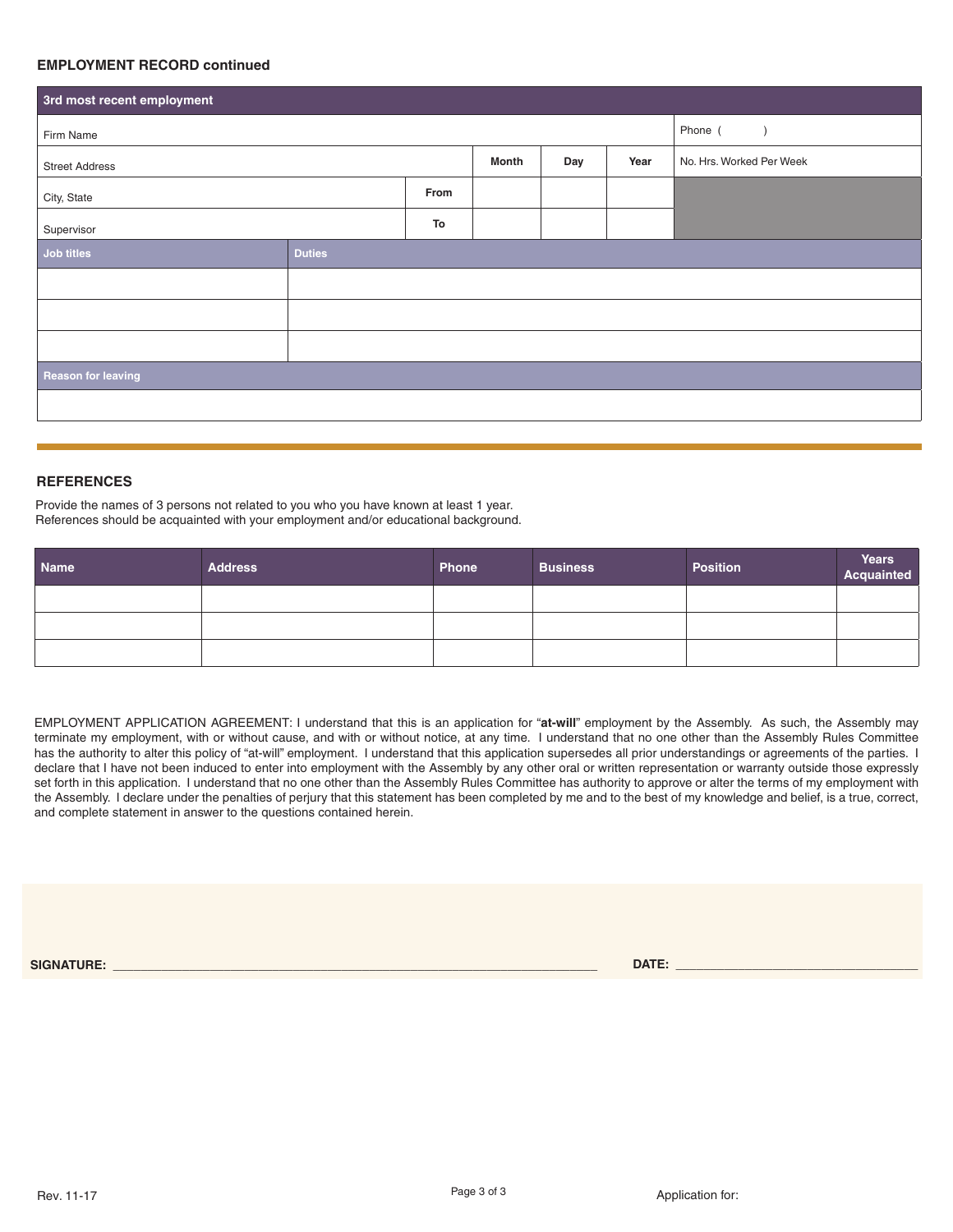### EMPLOYMENT RECORD continued

| 3rd most recent employment | | | | | | |
|---|---|---|---|---|---|---|
| Firm Name | | | | | | Phone ( ) |
| Street Address | | | Month | Day | Year | No. Hrs. Worked Per Week |
| City, State | | From | | | | |
| Supervisor | | To | | | | |

| Job titles | Duties |
|---|---|
| | |
| | |
| | |

| Reason for leaving |
|---|
| |

### REFERENCES

Provide the names of 3 persons not related to you who you have known at least 1 year.
References should be acquainted with your employment and/or educational background.

| Name | Address | Phone | Business | Position | Years Acquainted |
|---|---|---|---|---|---|
| | | | | | |
| | | | | | |
| | | | | | |

EMPLOYMENT APPLICATION AGREEMENT: I understand that this is an application for "**at-will**" employment by the Assembly. As such, the Assembly may terminate my employment, with or without cause, and with or without notice, at any time. I understand that no one other than the Assembly Rules Committee has the authority to alter this policy of "at-will" employment. I understand that this application supersedes all prior understandings or agreements of the parties. I declare that I have not been induced to enter into employment with the Assembly by any other oral or written representation or warranty outside those expressly set forth in this application. I understand that no one other than the Assembly Rules Committee has authority to approve or alter the terms of my employment with the Assembly. I declare under the penalties of perjury that this statement has been completed by me and to the best of my knowledge and belief, is a true, correct, and complete statement in answer to the questions contained herein.

**SIGNATURE:** ____________________________________________ **DATE:** ______________________

Rev. 11-17

Application for: